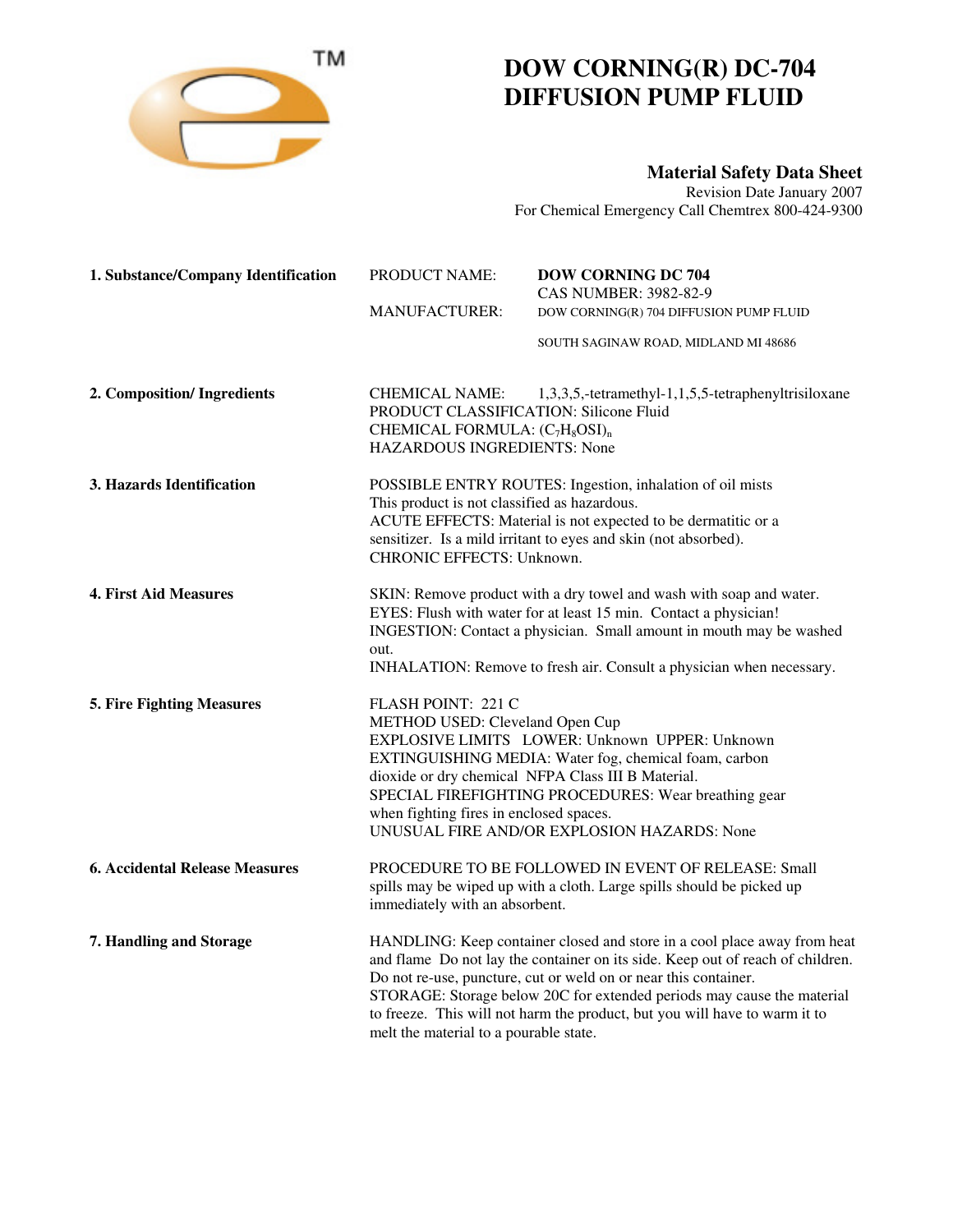# DOW CORNING(R) DC-704 DIFFUSION PUMP FLUID

**Material Safety Data Sheet**

Revision Date January 2007

For Chemical Emergency Call Chemtrex 800-424-9300

**1. Substance/Company Identification**

PRODUCT NAME: **DOW CORNING DC 704**
CAS NUMBER: 3982-82-9

MANUFACTURER: DOW CORNING(R) 704 DIFFUSION PUMP FLUID
SOUTH SAGINAW ROAD, MIDLAND MI 48686

**2. Composition/ Ingredients**

CHEMICAL NAME: 1,3,3,5,-tetramethyl-1,1,5,5-tetraphenyltrisiloxane
PRODUCT CLASSIFICATION: Silicone Fluid
CHEMICAL FORMULA: $(C_7H_8OSI)_n$
HAZARDOUS INGREDIENTS: None

**3. Hazards Identification**

POSSIBLE ENTRY ROUTES: Ingestion, inhalation of oil mists
This product is not classified as hazardous.
ACUTE EFFECTS: Material is not expected to be dermatitic or a sensitizer. Is a mild irritant to eyes and skin (not absorbed).
CHRONIC EFFECTS: Unknown.

**4. First Aid Measures**

SKIN: Remove product with a dry towel and wash with soap and water.
EYES: Flush with water for at least 15 min. Contact a physician!
INGESTION: Contact a physician. Small amount in mouth may be washed out.
INHALATION: Remove to fresh air. Consult a physician when necessary.

**5. Fire Fighting Measures**

FLASH POINT: 221 C
METHOD USED: Cleveland Open Cup
EXPLOSIVE LIMITS LOWER: Unknown UPPER: Unknown
EXTINGUISHING MEDIA: Water fog, chemical foam, carbon dioxide or dry chemical NFPA Class III B Material.
SPECIAL FIREFIGHTING PROCEDURES: Wear breathing gear when fighting fires in enclosed spaces.
UNUSUAL FIRE AND/OR EXPLOSION HAZARDS: None

**6. Accidental Release Measures**

PROCEDURE TO BE FOLLOWED IN EVENT OF RELEASE: Small spills may be wiped up with a cloth. Large spills should be picked up immediately with an absorbent.

**7. Handling and Storage**

HANDLING: Keep container closed and store in a cool place away from heat and flame Do not lay the container on its side. Keep out of reach of children. Do not re-use, puncture, cut or weld on or near this container.
STORAGE: Storage below 20C for extended periods may cause the material to freeze. This will not harm the product, but you will have to warm it to melt the material to a pourable state.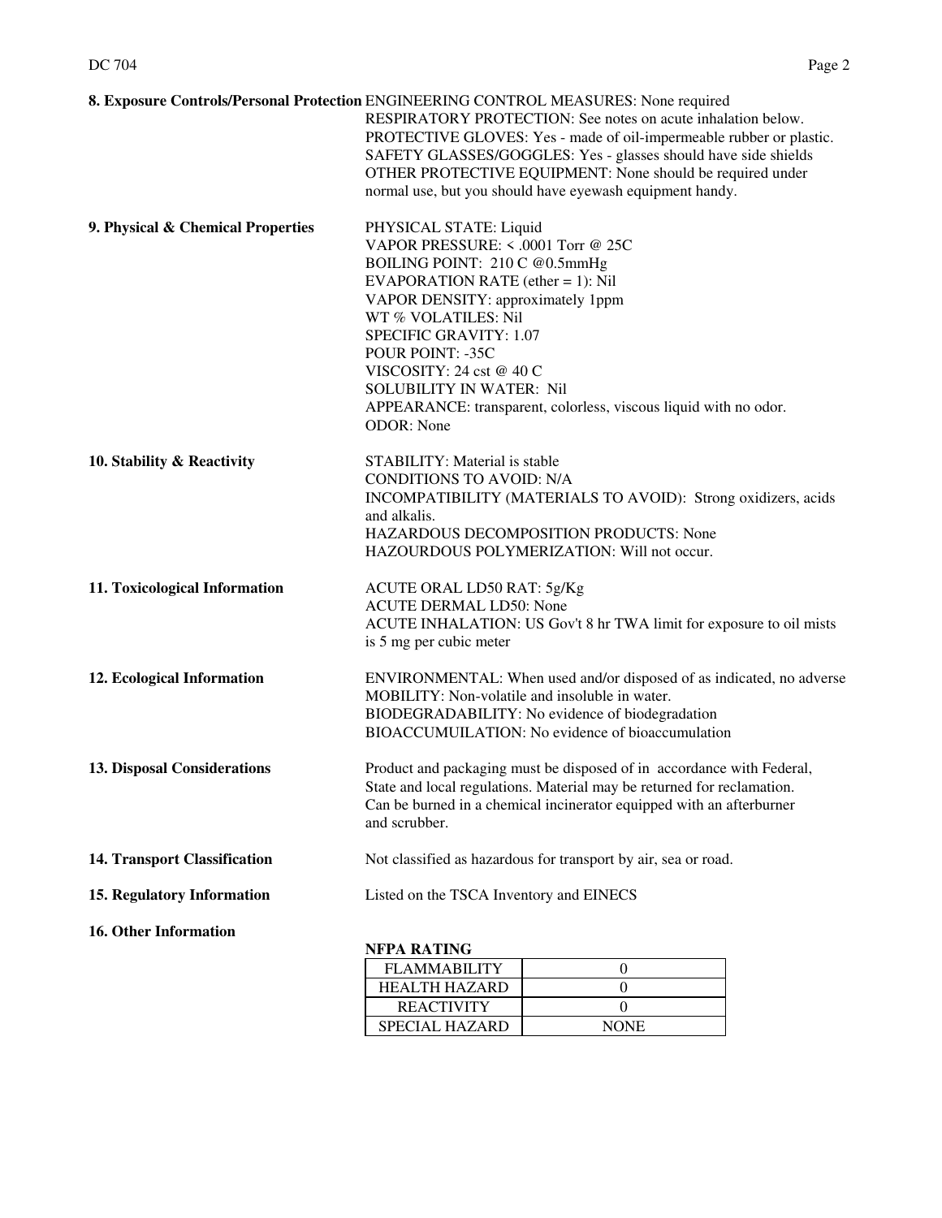**8. Exposure Controls/Personal Protection** ENGINEERING CONTROL MEASURES: None required
RESPIRATORY PROTECTION: See notes on acute inhalation below.
PROTECTIVE GLOVES: Yes - made of oil-impermeable rubber or plastic.
SAFETY GLASSES/GOGGLES: Yes - glasses should have side shields
OTHER PROTECTIVE EQUIPMENT: None should be required under normal use, but you should have eyewash equipment handy.

**9. Physical & Chemical Properties**

PHYSICAL STATE: Liquid
VAPOR PRESSURE: < .0001 Torr @ 25C
BOILING POINT: 210 C @0.5mmHg
EVAPORATION RATE (ether = 1): Nil
VAPOR DENSITY: approximately 1ppm
WT % VOLATILES: Nil
SPECIFIC GRAVITY: 1.07
POUR POINT: -35C
VISCOSITY: 24 cst @ 40 C
SOLUBILITY IN WATER: Nil
APPEARANCE: transparent, colorless, viscous liquid with no odor.
ODOR: None

**10. Stability & Reactivity**

STABILITY: Material is stable
CONDITIONS TO AVOID: N/A
INCOMPATIBILITY (MATERIALS TO AVOID): Strong oxidizers, acids and alkalis.
HAZARDOUS DECOMPOSITION PRODUCTS: None
HAZOURDOUS POLYMERIZATION: Will not occur.

**11. Toxicological Information**

ACUTE ORAL LD50 RAT: 5g/Kg
ACUTE DERMAL LD50: None
ACUTE INHALATION: US Gov't 8 hr TWA limit for exposure to oil mists is 5 mg per cubic meter

**12. Ecological Information**

ENVIRONMENTAL: When used and/or disposed of as indicated, no adverse
MOBILITY: Non-volatile and insoluble in water.
BIODEGRADABILITY: No evidence of biodegradation
BIOACCUMUILATION: No evidence of bioaccumulation

**13. Disposal Considerations**

Product and packaging must be disposed of in accordance with Federal, State and local regulations. Material may be returned for reclamation. Can be burned in a chemical incinerator equipped with an afterburner and scrubber.

**14. Transport Classification**

Not classified as hazardous for transport by air, sea or road.

**15. Regulatory Information**

Listed on the TSCA Inventory and EINECS

**16. Other Information**

**NFPA RATING**

| | |
|---|---|
| FLAMMABILITY | 0 |
| HEALTH HAZARD | 0 |
| REACTIVITY | 0 |
| SPECIAL HAZARD | NONE |